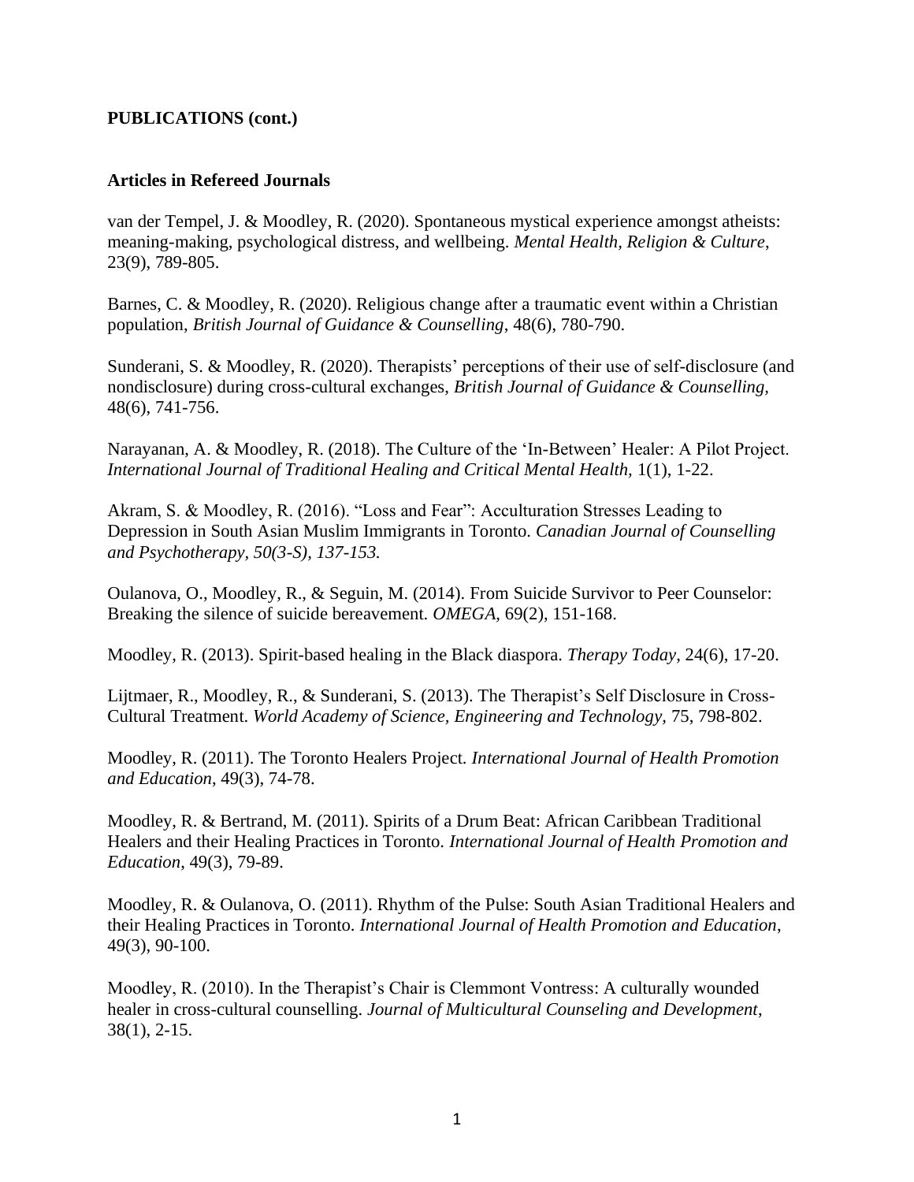**PUBLICATIONS (cont.)**

**Articles in Refereed Journals**

van der Tempel, J. & Moodley, R. (2020). Spontaneous mystical experience amongst atheists: meaning-making, psychological distress, and wellbeing. *Mental Health, Religion & Culture*, 23(9), 789-805.

Barnes, C. & Moodley, R. (2020). Religious change after a traumatic event within a Christian population, *British Journal of Guidance & Counselling*, 48(6), 780-790.

Sunderani, S. & Moodley, R. (2020). Therapists' perceptions of their use of self-disclosure (and nondisclosure) during cross-cultural exchanges, *British Journal of Guidance & Counselling*, 48(6), 741-756.

Narayanan, A. & Moodley, R. (2018). The Culture of the 'In-Between' Healer: A Pilot Project. *International Journal of Traditional Healing and Critical Mental Health*, 1(1), 1-22.

Akram, S. & Moodley, R. (2016). "Loss and Fear": Acculturation Stresses Leading to Depression in South Asian Muslim Immigrants in Toronto. *Canadian Journal of Counselling and Psychotherapy, 50(3-S), 137-153.*

Oulanova, O., Moodley, R., & Seguin, M. (2014). From Suicide Survivor to Peer Counselor: Breaking the silence of suicide bereavement. *OMEGA*, 69(2), 151-168.

Moodley, R. (2013). Spirit-based healing in the Black diaspora. *Therapy Today*, 24(6), 17-20.

Lijtmaer, R., Moodley, R., & Sunderani, S. (2013). The Therapist's Self Disclosure in Cross-Cultural Treatment. *World Academy of Science, Engineering and Technology*, 75, 798-802.

Moodley, R. (2011). The Toronto Healers Project. *International Journal of Health Promotion and Education*, 49(3), 74-78.

Moodley, R. & Bertrand, M. (2011). Spirits of a Drum Beat: African Caribbean Traditional Healers and their Healing Practices in Toronto. *International Journal of Health Promotion and Education*, 49(3), 79-89.

Moodley, R. & Oulanova, O. (2011). Rhythm of the Pulse: South Asian Traditional Healers and their Healing Practices in Toronto. *International Journal of Health Promotion and Education*, 49(3), 90-100.

Moodley, R. (2010). In the Therapist's Chair is Clemmont Vontress: A culturally wounded healer in cross-cultural counselling. *Journal of Multicultural Counseling and Development*, 38(1), 2-15.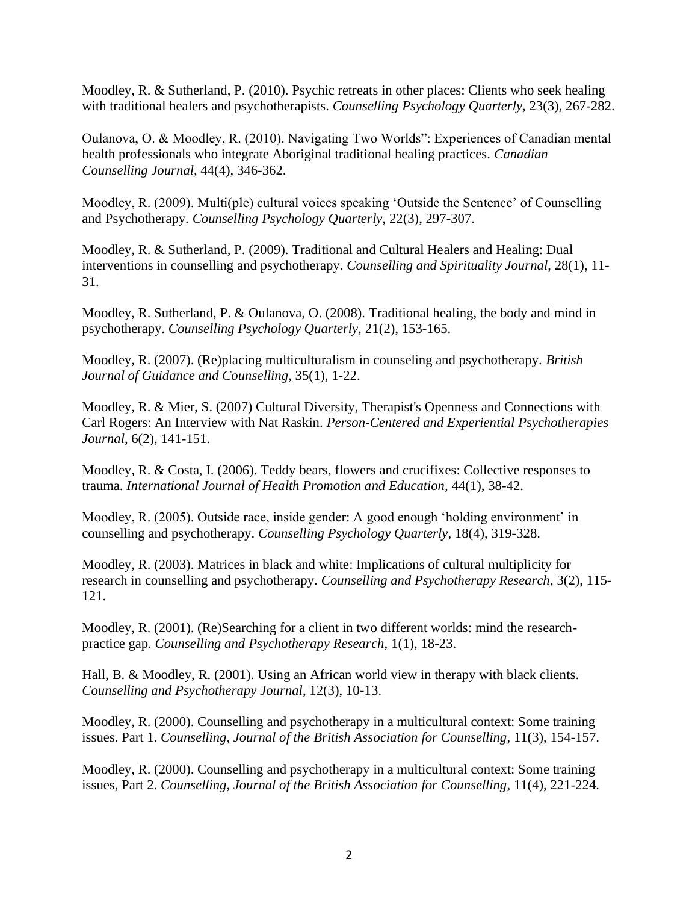Moodley, R. & Sutherland, P. (2010). Psychic retreats in other places: Clients who seek healing with traditional healers and psychotherapists. *Counselling Psychology Quarterly*, 23(3), 267-282.

Oulanova, O. & Moodley, R. (2010). Navigating Two Worlds": Experiences of Canadian mental health professionals who integrate Aboriginal traditional healing practices. *Canadian Counselling Journal*, 44(4), 346-362.

Moodley, R. (2009). Multi(ple) cultural voices speaking 'Outside the Sentence' of Counselling and Psychotherapy. *Counselling Psychology Quarterly*, 22(3), 297-307.

Moodley, R. & Sutherland, P. (2009). Traditional and Cultural Healers and Healing: Dual interventions in counselling and psychotherapy. *Counselling and Spirituality Journal*, 28(1), 11-31.

Moodley, R. Sutherland, P. & Oulanova, O. (2008). Traditional healing, the body and mind in psychotherapy. *Counselling Psychology Quarterly,* 21(2), 153-165.

Moodley, R. (2007). (Re)placing multiculturalism in counseling and psychotherapy. *British Journal of Guidance and Counselling,* 35(1), 1-22.

Moodley, R. & Mier, S. (2007) Cultural Diversity, Therapist's Openness and Connections with Carl Rogers: An Interview with Nat Raskin. *Person-Centered and Experiential Psychotherapies Journal*, 6(2), 141-151.

Moodley, R. & Costa, I. (2006). Teddy bears, flowers and crucifixes: Collective responses to trauma. *International Journal of Health Promotion and Education,* 44(1), 38-42.

Moodley, R. (2005). Outside race, inside gender: A good enough 'holding environment' in counselling and psychotherapy. *Counselling Psychology Quarterly*, 18(4), 319-328.

Moodley, R. (2003). Matrices in black and white: Implications of cultural multiplicity for research in counselling and psychotherapy. *Counselling and Psychotherapy Research*, 3(2), 115-121.

Moodley, R. (2001). (Re)Searching for a client in two different worlds: mind the research-practice gap. *Counselling and Psychotherapy Research,* 1(1), 18-23.

Hall, B. & Moodley, R. (2001). Using an African world view in therapy with black clients. *Counselling and Psychotherapy Journal*, 12(3), 10-13.

Moodley, R. (2000). Counselling and psychotherapy in a multicultural context: Some training issues. Part 1. *Counselling, Journal of the British Association for Counselling*, 11(3), 154-157.

Moodley, R. (2000). Counselling and psychotherapy in a multicultural context: Some training issues, Part 2. *Counselling, Journal of the British Association for Counselling*, 11(4), 221-224.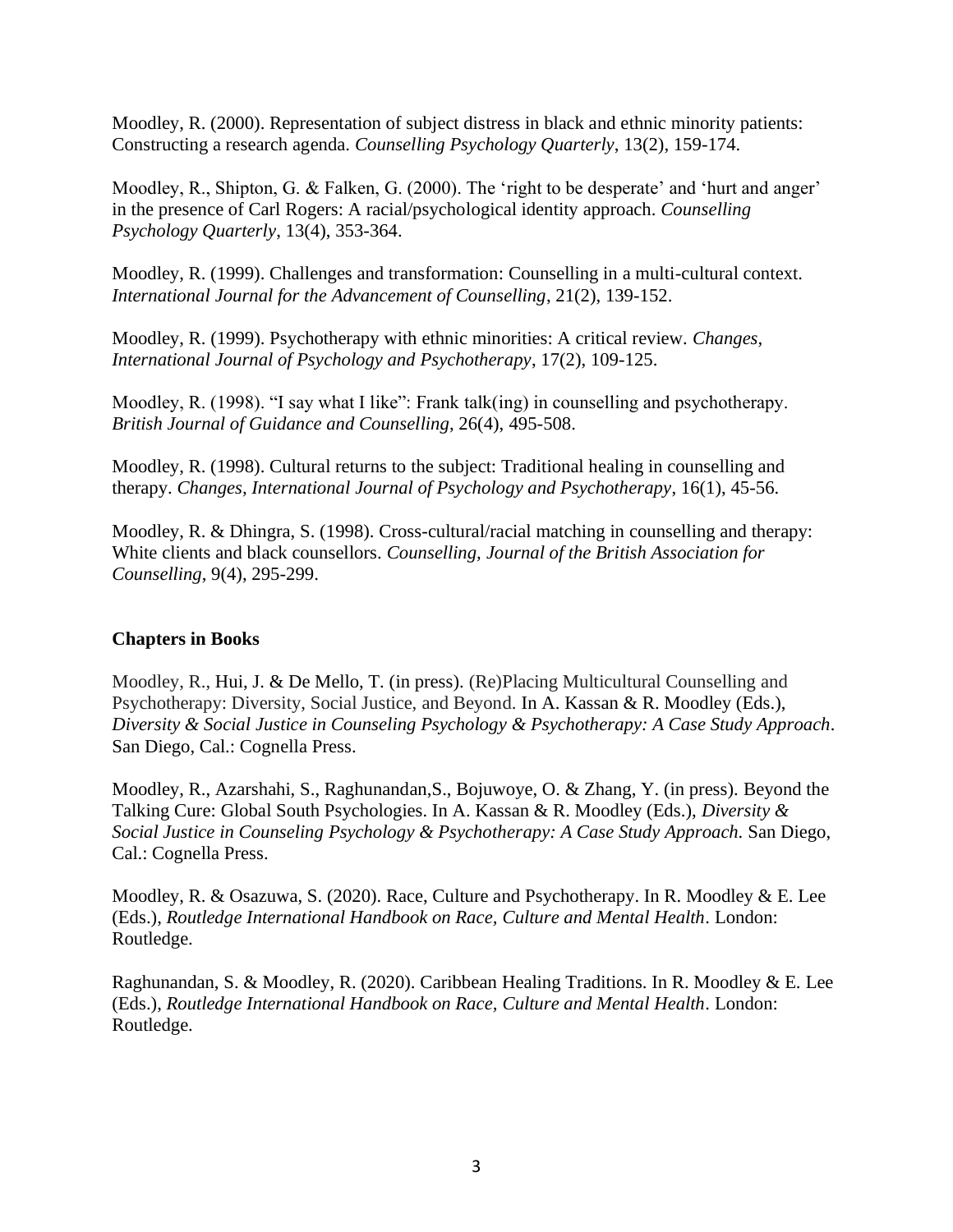Moodley, R. (2000). Representation of subject distress in black and ethnic minority patients: Constructing a research agenda. *Counselling Psychology Quarterly*, 13(2), 159-174.

Moodley, R., Shipton, G. & Falken, G. (2000). The 'right to be desperate' and 'hurt and anger' in the presence of Carl Rogers: A racial/psychological identity approach. *Counselling Psychology Quarterly*, 13(4), 353-364.

Moodley, R. (1999). Challenges and transformation: Counselling in a multi-cultural context. *International Journal for the Advancement of Counselling*, 21(2), 139-152.

Moodley, R. (1999). Psychotherapy with ethnic minorities: A critical review. *Changes, International Journal of Psychology and Psychotherapy*, 17(2), 109-125.

Moodley, R. (1998). "I say what I like": Frank talk(ing) in counselling and psychotherapy. *British Journal of Guidance and Counselling*, 26(4), 495-508.

Moodley, R. (1998). Cultural returns to the subject: Traditional healing in counselling and therapy. *Changes, International Journal of Psychology and Psychotherapy*, 16(1), 45-56.

Moodley, R. & Dhingra, S. (1998). Cross-cultural/racial matching in counselling and therapy: White clients and black counsellors. *Counselling, Journal of the British Association for Counselling*, 9(4), 295-299.

**Chapters in Books**

Moodley, R., Hui, J. & De Mello, T. (in press). (Re)Placing Multicultural Counselling and Psychotherapy: Diversity, Social Justice, and Beyond. In A. Kassan & R. Moodley (Eds.), *Diversity & Social Justice in Counseling Psychology & Psychotherapy: A Case Study Approach*. San Diego, Cal.: Cognella Press.

Moodley, R., Azarshahi, S., Raghunandan,S., Bojuwoye, O. & Zhang, Y. (in press). Beyond the Talking Cure: Global South Psychologies. In A. Kassan & R. Moodley (Eds.), *Diversity & Social Justice in Counseling Psychology & Psychotherapy: A Case Study Approach.* San Diego, Cal.: Cognella Press.

Moodley, R. & Osazuwa, S. (2020). Race, Culture and Psychotherapy. In R. Moodley & E. Lee (Eds.), *Routledge International Handbook on Race, Culture and Mental Health*. London: Routledge.

Raghunandan, S. & Moodley, R. (2020). Caribbean Healing Traditions. In R. Moodley & E. Lee (Eds.), *Routledge International Handbook on Race, Culture and Mental Health*. London: Routledge.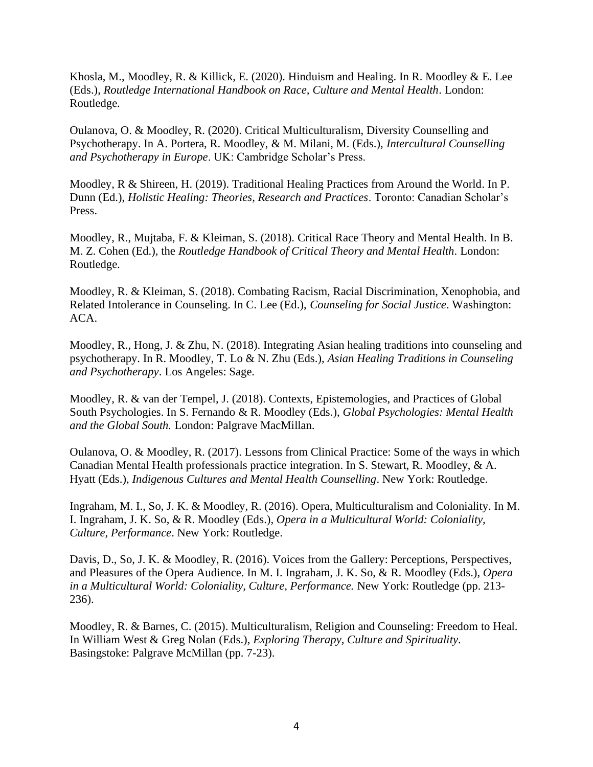Khosla, M., Moodley, R. & Killick, E. (2020). Hinduism and Healing. In R. Moodley & E. Lee (Eds.), *Routledge International Handbook on Race, Culture and Mental Health*. London: Routledge.

Oulanova, O. & Moodley, R. (2020). Critical Multiculturalism, Diversity Counselling and Psychotherapy. In A. Portera, R. Moodley, & M. Milani, M. (Eds.), *Intercultural Counselling and Psychotherapy in Europe*. UK: Cambridge Scholar's Press.

Moodley, R & Shireen, H. (2019). Traditional Healing Practices from Around the World. In P. Dunn (Ed.), *Holistic Healing: Theories, Research and Practices*. Toronto: Canadian Scholar's Press.

Moodley, R., Mujtaba, F. & Kleiman, S. (2018). Critical Race Theory and Mental Health. In B. M. Z. Cohen (Ed.), the *Routledge Handbook of Critical Theory and Mental Health*. London: Routledge.

Moodley, R. & Kleiman, S. (2018). Combating Racism, Racial Discrimination, Xenophobia, and Related Intolerance in Counseling. In C. Lee (Ed.), *Counseling for Social Justice*. Washington: ACA.

Moodley, R., Hong, J. & Zhu, N. (2018). Integrating Asian healing traditions into counseling and psychotherapy. In R. Moodley, T. Lo & N. Zhu (Eds.), *Asian Healing Traditions in Counseling and Psychotherapy*. Los Angeles: Sage.

Moodley, R. & van der Tempel, J. (2018). Contexts, Epistemologies, and Practices of Global South Psychologies. In S. Fernando & R. Moodley (Eds.), *Global Psychologies: Mental Health and the Global South.* London: Palgrave MacMillan.

Oulanova, O. & Moodley, R. (2017). Lessons from Clinical Practice: Some of the ways in which Canadian Mental Health professionals practice integration. In S. Stewart, R. Moodley, & A. Hyatt (Eds.), *Indigenous Cultures and Mental Health Counselling*. New York: Routledge.

Ingraham, M. I., So, J. K. & Moodley, R. (2016). Opera, Multiculturalism and Coloniality. In M. I. Ingraham, J. K. So, & R. Moodley (Eds.), *Opera in a Multicultural World: Coloniality, Culture, Performance*. New York: Routledge.

Davis, D., So, J. K. & Moodley, R. (2016). Voices from the Gallery: Perceptions, Perspectives, and Pleasures of the Opera Audience. In M. I. Ingraham, J. K. So, & R. Moodley (Eds.), *Opera in a Multicultural World: Coloniality, Culture, Performance.* New York: Routledge (pp. 213-236).

Moodley, R. & Barnes, C. (2015). Multiculturalism, Religion and Counseling: Freedom to Heal. In William West & Greg Nolan (Eds.), *Exploring Therapy, Culture and Spirituality*. Basingstoke: Palgrave McMillan (pp. 7-23).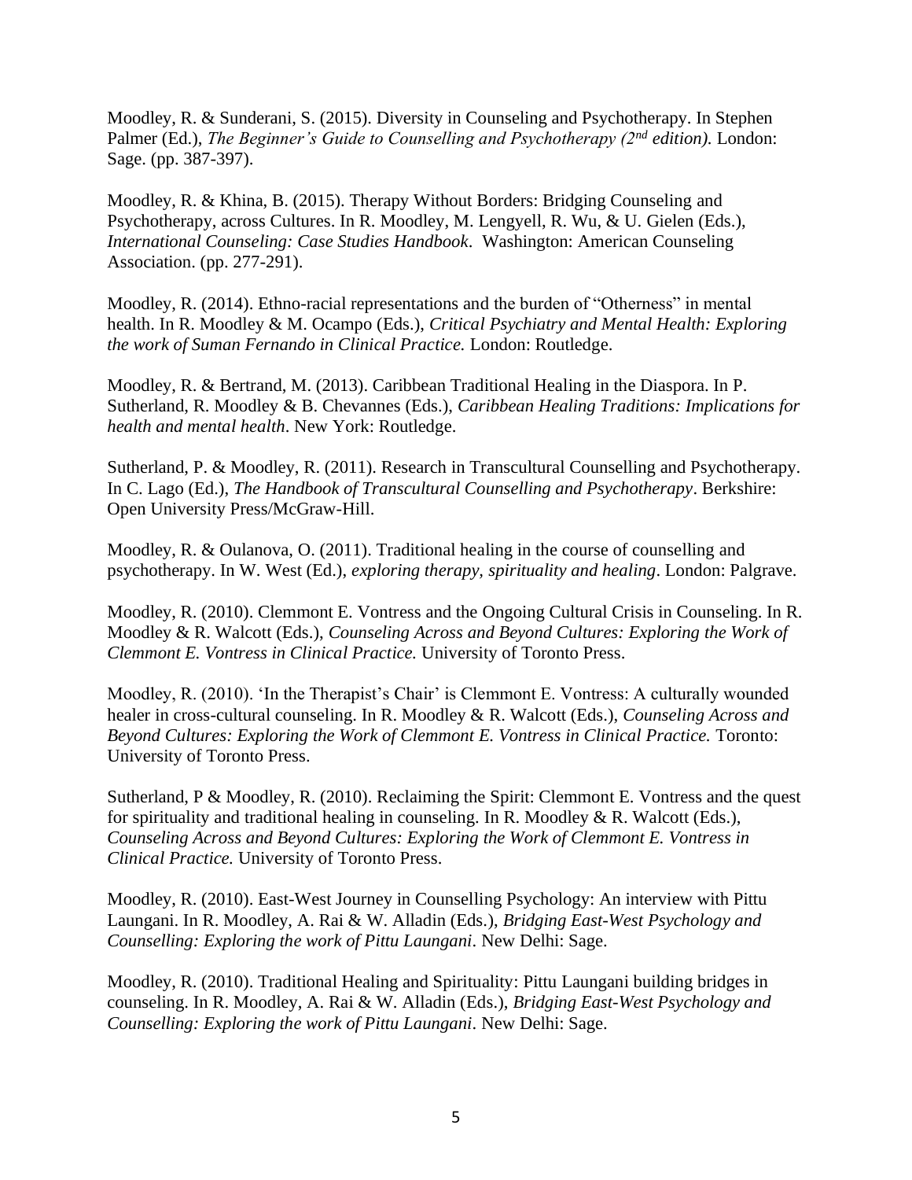Moodley, R. & Sunderani, S. (2015). Diversity in Counseling and Psychotherapy. In Stephen Palmer (Ed.), *The Beginner's Guide to Counselling and Psychotherapy (2nd edition).* London: Sage. (pp. 387-397).

Moodley, R. & Khina, B. (2015). Therapy Without Borders: Bridging Counseling and Psychotherapy, across Cultures. In R. Moodley, M. Lengyell, R. Wu, & U. Gielen (Eds.), *International Counseling: Case Studies Handbook*. Washington: American Counseling Association. (pp. 277-291).

Moodley, R. (2014). Ethno-racial representations and the burden of "Otherness" in mental health. In R. Moodley & M. Ocampo (Eds.), *Critical Psychiatry and Mental Health: Exploring the work of Suman Fernando in Clinical Practice.* London: Routledge.

Moodley, R. & Bertrand, M. (2013). Caribbean Traditional Healing in the Diaspora. In P. Sutherland, R. Moodley & B. Chevannes (Eds.), *Caribbean Healing Traditions: Implications for health and mental health*. New York: Routledge.

Sutherland, P. & Moodley, R. (2011). Research in Transcultural Counselling and Psychotherapy. In C. Lago (Ed.), *The Handbook of Transcultural Counselling and Psychotherapy*. Berkshire: Open University Press/McGraw-Hill.

Moodley, R. & Oulanova, O. (2011). Traditional healing in the course of counselling and psychotherapy. In W. West (Ed.), *exploring therapy, spirituality and healing*. London: Palgrave.

Moodley, R. (2010). Clemmont E. Vontress and the Ongoing Cultural Crisis in Counseling. In R. Moodley & R. Walcott (Eds.), *Counseling Across and Beyond Cultures: Exploring the Work of Clemmont E. Vontress in Clinical Practice.* University of Toronto Press.

Moodley, R. (2010). 'In the Therapist's Chair' is Clemmont E. Vontress: A culturally wounded healer in cross-cultural counseling. In R. Moodley & R. Walcott (Eds.), *Counseling Across and Beyond Cultures: Exploring the Work of Clemmont E. Vontress in Clinical Practice.* Toronto: University of Toronto Press.

Sutherland, P & Moodley, R. (2010). Reclaiming the Spirit: Clemmont E. Vontress and the quest for spirituality and traditional healing in counseling. In R. Moodley & R. Walcott (Eds.), *Counseling Across and Beyond Cultures: Exploring the Work of Clemmont E. Vontress in Clinical Practice.* University of Toronto Press.

Moodley, R. (2010). East-West Journey in Counselling Psychology: An interview with Pittu Laungani. In R. Moodley, A. Rai & W. Alladin (Eds.), *Bridging East-West Psychology and Counselling: Exploring the work of Pittu Laungani*. New Delhi: Sage.

Moodley, R. (2010). Traditional Healing and Spirituality: Pittu Laungani building bridges in counseling. In R. Moodley, A. Rai & W. Alladin (Eds.), *Bridging East-West Psychology and Counselling: Exploring the work of Pittu Laungani*. New Delhi: Sage.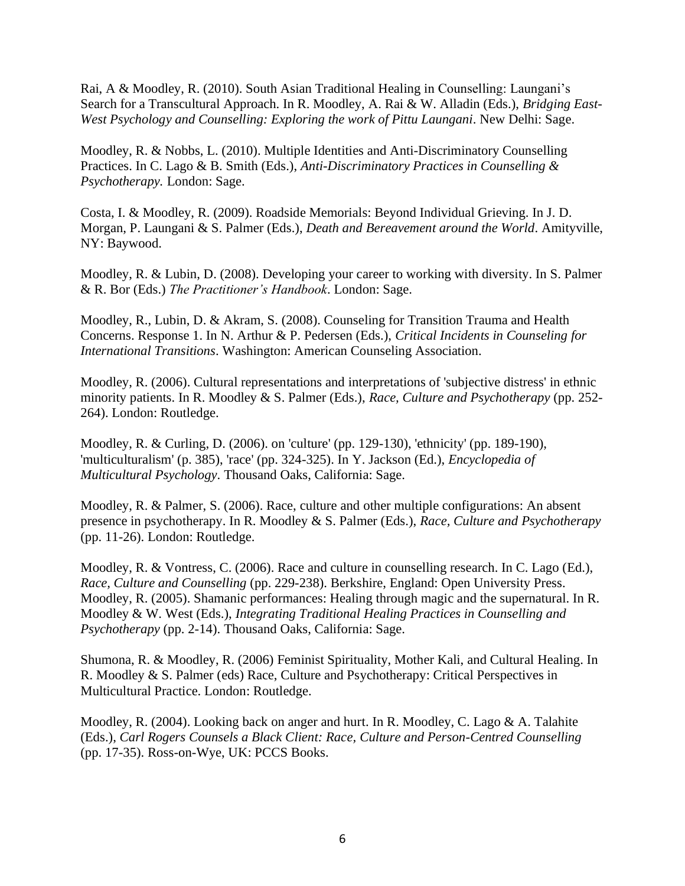Rai, A & Moodley, R. (2010). South Asian Traditional Healing in Counselling: Laungani's Search for a Transcultural Approach. In R. Moodley, A. Rai & W. Alladin (Eds.), *Bridging East-West Psychology and Counselling: Exploring the work of Pittu Laungani*. New Delhi: Sage.

Moodley, R. & Nobbs, L. (2010). Multiple Identities and Anti-Discriminatory Counselling Practices. In C. Lago & B. Smith (Eds.), *Anti-Discriminatory Practices in Counselling & Psychotherapy.* London: Sage.

Costa, I. & Moodley, R. (2009). Roadside Memorials: Beyond Individual Grieving. In J. D. Morgan, P. Laungani & S. Palmer (Eds.), *Death and Bereavement around the World*. Amityville, NY: Baywood.

Moodley, R. & Lubin, D. (2008). Developing your career to working with diversity. In S. Palmer & R. Bor (Eds.) *The Practitioner's Handbook*. London: Sage.

Moodley, R., Lubin, D. & Akram, S. (2008). Counseling for Transition Trauma and Health Concerns. Response 1. In N. Arthur & P. Pedersen (Eds.), *Critical Incidents in Counseling for International Transitions*. Washington: American Counseling Association.

Moodley, R. (2006). Cultural representations and interpretations of 'subjective distress' in ethnic minority patients. In R. Moodley & S. Palmer (Eds.), *Race, Culture and Psychotherapy* (pp. 252-264). London: Routledge.

Moodley, R. & Curling, D. (2006). on 'culture' (pp. 129-130), 'ethnicity' (pp. 189-190), 'multiculturalism' (p. 385), 'race' (pp. 324-325). In Y. Jackson (Ed.), *Encyclopedia of Multicultural Psychology*. Thousand Oaks, California: Sage.

Moodley, R. & Palmer, S. (2006). Race, culture and other multiple configurations: An absent presence in psychotherapy. In R. Moodley & S. Palmer (Eds.), *Race, Culture and Psychotherapy* (pp. 11-26). London: Routledge.

Moodley, R. & Vontress, C. (2006). Race and culture in counselling research. In C. Lago (Ed.), *Race, Culture and Counselling* (pp. 229-238). Berkshire, England: Open University Press. Moodley, R. (2005). Shamanic performances: Healing through magic and the supernatural. In R. Moodley & W. West (Eds.), *Integrating Traditional Healing Practices in Counselling and Psychotherapy* (pp. 2-14). Thousand Oaks, California: Sage.

Shumona, R. & Moodley, R. (2006) Feminist Spirituality, Mother Kali, and Cultural Healing. In R. Moodley & S. Palmer (eds) Race, Culture and Psychotherapy: Critical Perspectives in Multicultural Practice. London: Routledge.

Moodley, R. (2004). Looking back on anger and hurt. In R. Moodley, C. Lago & A. Talahite (Eds.), *Carl Rogers Counsels a Black Client: Race, Culture and Person-Centred Counselling* (pp. 17-35). Ross-on-Wye, UK: PCCS Books.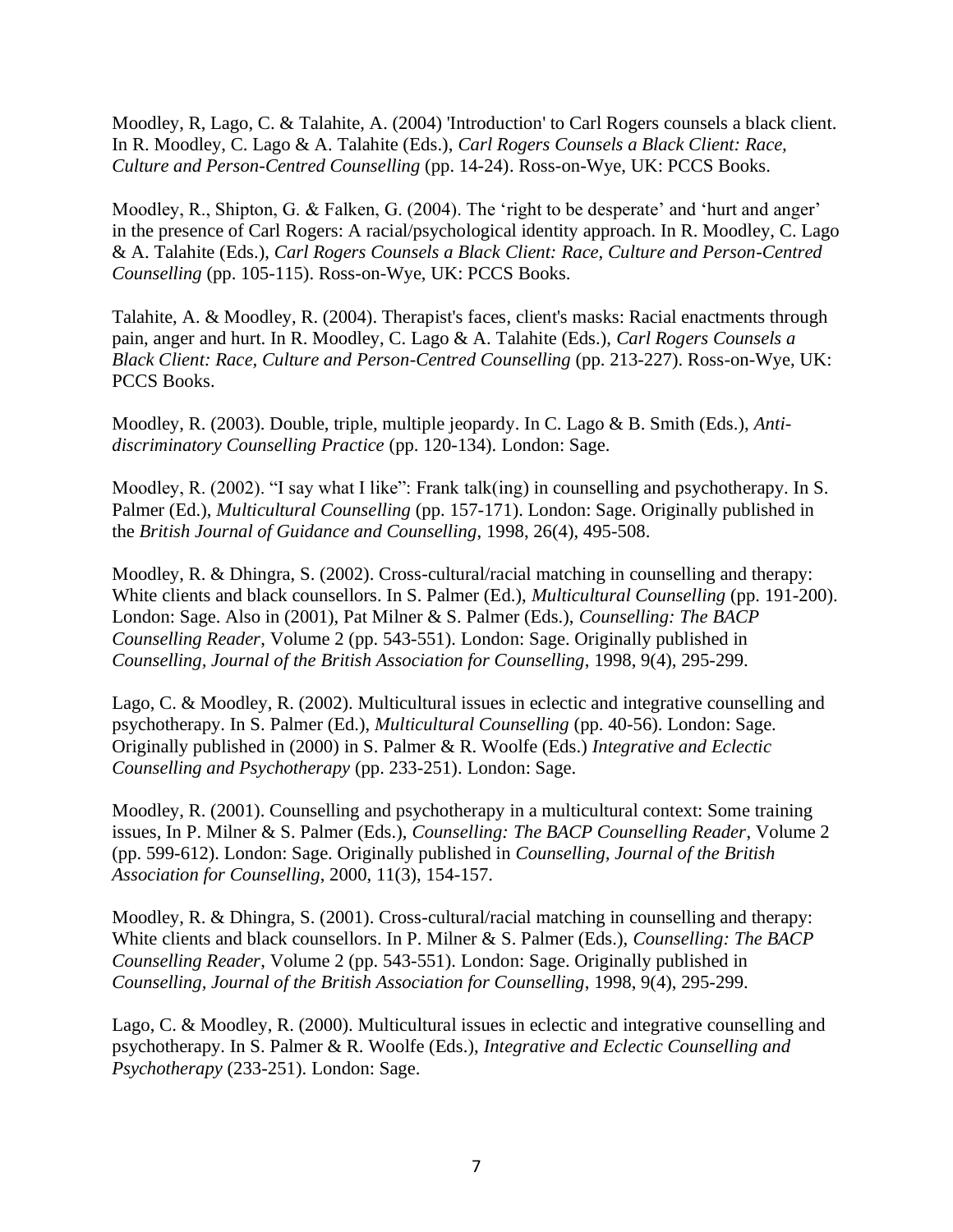Moodley, R, Lago, C. & Talahite, A. (2004) 'Introduction' to Carl Rogers counsels a black client. In R. Moodley, C. Lago & A. Talahite (Eds.), *Carl Rogers Counsels a Black Client: Race, Culture and Person-Centred Counselling* (pp. 14-24). Ross-on-Wye, UK: PCCS Books.

Moodley, R., Shipton, G. & Falken, G. (2004). The 'right to be desperate' and 'hurt and anger' in the presence of Carl Rogers: A racial/psychological identity approach. In R. Moodley, C. Lago & A. Talahite (Eds.), *Carl Rogers Counsels a Black Client: Race, Culture and Person-Centred Counselling* (pp. 105-115). Ross-on-Wye, UK: PCCS Books.

Talahite, A. & Moodley, R. (2004). Therapist's faces, client's masks: Racial enactments through pain, anger and hurt. In R. Moodley, C. Lago & A. Talahite (Eds.), *Carl Rogers Counsels a Black Client: Race, Culture and Person-Centred Counselling* (pp. 213-227). Ross-on-Wye, UK: PCCS Books.

Moodley, R. (2003). Double, triple, multiple jeopardy. In C. Lago & B. Smith (Eds.), *Anti-discriminatory Counselling Practice* (pp. 120-134). London: Sage.

Moodley, R. (2002). "I say what I like": Frank talk(ing) in counselling and psychotherapy. In S. Palmer (Ed.), *Multicultural Counselling* (pp. 157-171). London: Sage. Originally published in the *British Journal of Guidance and Counselling*, 1998, 26(4), 495-508.

Moodley, R. & Dhingra, S. (2002). Cross-cultural/racial matching in counselling and therapy: White clients and black counsellors. In S. Palmer (Ed.), *Multicultural Counselling* (pp. 191-200). London: Sage. Also in (2001), Pat Milner & S. Palmer (Eds.), *Counselling: The BACP Counselling Reader*, Volume 2 (pp. 543-551). London: Sage. Originally published in *Counselling, Journal of the British Association for Counselling*, 1998, 9(4), 295-299.

Lago, C. & Moodley, R. (2002). Multicultural issues in eclectic and integrative counselling and psychotherapy. In S. Palmer (Ed.), *Multicultural Counselling* (pp. 40-56). London: Sage. Originally published in (2000) in S. Palmer & R. Woolfe (Eds.) *Integrative and Eclectic Counselling and Psychotherapy* (pp. 233-251). London: Sage.

Moodley, R. (2001). Counselling and psychotherapy in a multicultural context: Some training issues, In P. Milner & S. Palmer (Eds.), *Counselling: The BACP Counselling Reader*, Volume 2 (pp. 599-612). London: Sage. Originally published in *Counselling, Journal of the British Association for Counselling*, 2000, 11(3), 154-157.

Moodley, R. & Dhingra, S. (2001). Cross-cultural/racial matching in counselling and therapy: White clients and black counsellors. In P. Milner & S. Palmer (Eds.), *Counselling: The BACP Counselling Reader*, Volume 2 (pp. 543-551). London: Sage. Originally published in *Counselling, Journal of the British Association for Counselling*, 1998, 9(4), 295-299.

Lago, C. & Moodley, R. (2000). Multicultural issues in eclectic and integrative counselling and psychotherapy. In S. Palmer & R. Woolfe (Eds.), *Integrative and Eclectic Counselling and Psychotherapy* (233-251). London: Sage.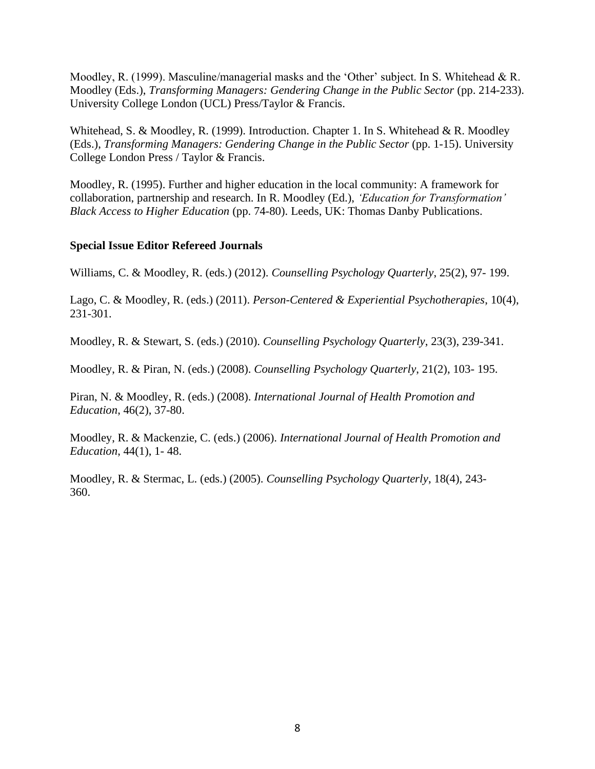Moodley, R. (1999). Masculine/managerial masks and the 'Other' subject. In S. Whitehead & R. Moodley (Eds.), *Transforming Managers: Gendering Change in the Public Sector* (pp. 214-233). University College London (UCL) Press/Taylor & Francis.

Whitehead, S. & Moodley, R. (1999). Introduction. Chapter 1. In S. Whitehead & R. Moodley (Eds.), *Transforming Managers: Gendering Change in the Public Sector* (pp. 1-15). University College London Press / Taylor & Francis.

Moodley, R. (1995). Further and higher education in the local community: A framework for collaboration, partnership and research. In R. Moodley (Ed.), *'Education for Transformation' Black Access to Higher Education* (pp. 74-80). Leeds, UK: Thomas Danby Publications.

**Special Issue Editor Refereed Journals**

Williams, C. & Moodley, R. (eds.) (2012). *Counselling Psychology Quarterly*, 25(2), 97- 199.

Lago, C. & Moodley, R. (eds.) (2011). *Person-Centered & Experiential Psychotherapies*, 10(4), 231-301.

Moodley, R. & Stewart, S. (eds.) (2010). *Counselling Psychology Quarterly*, 23(3), 239-341.

Moodley, R. & Piran, N. (eds.) (2008). *Counselling Psychology Quarterly*, 21(2), 103- 195.

Piran, N. & Moodley, R. (eds.) (2008). *International Journal of Health Promotion and Education*, 46(2), 37-80.

Moodley, R. & Mackenzie, C. (eds.) (2006). *International Journal of Health Promotion and Education*, 44(1), 1- 48.

Moodley, R. & Stermac, L. (eds.) (2005). *Counselling Psychology Quarterly*, 18(4), 243-360.